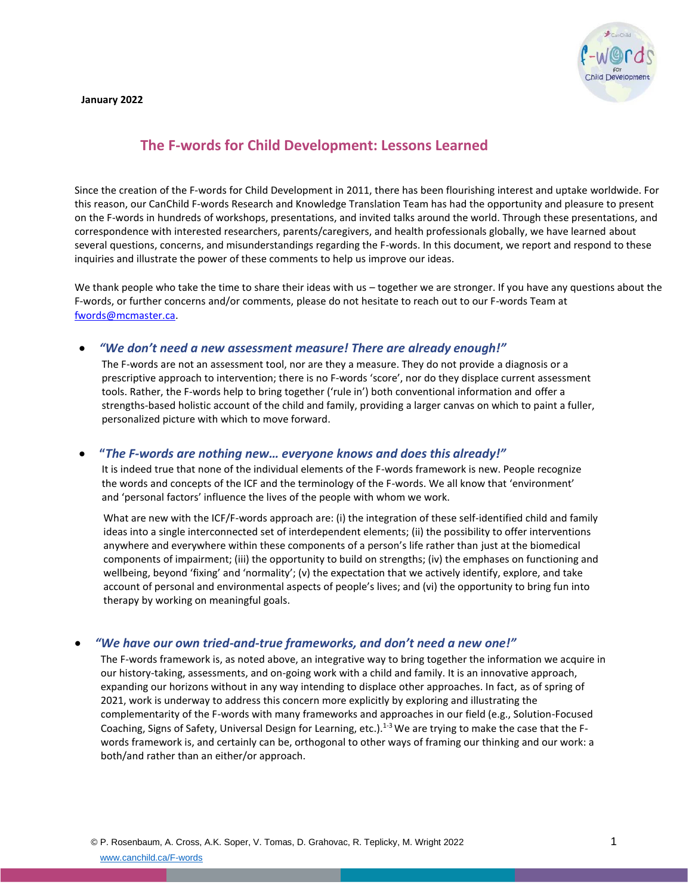**January 2022**

# The F-words for Child Development: Lessons Learned

Since the creation of the F-words for Child Development in 2011, there has been flourishing interest and uptake worldwide. For this reason, our CanChild F-words Research and Knowledge Translation Team has had the opportunity and pleasure to present on the F-words in hundreds of workshops, presentations, and invited talks around the world. Through these presentations, and correspondence with interested researchers, parents/caregivers, and health professionals globally, we have learned about several questions, concerns, and misunderstandings regarding the F-words. In this document, we report and respond to these inquiries and illustrate the power of these comments to help us improve our ideas.

We thank people who take the time to share their ideas with us – together we are stronger. If you have any questions about the F-words, or further concerns and/or comments, please do not hesitate to reach out to our F-words Team at fwords@mcmaster.ca.

- ***"We don't need a new assessment measure! There are already enough!"***

  The F-words are not an assessment tool, nor are they a measure. They do not provide a diagnosis or a prescriptive approach to intervention; there is no F-words 'score', nor do they displace current assessment tools. Rather, the F-words help to bring together ('rule in') both conventional information and offer a strengths-based holistic account of the child and family, providing a larger canvas on which to paint a fuller, personalized picture with which to move forward.

- ***"The F-words are nothing new… everyone knows and does this already!"***

  It is indeed true that none of the individual elements of the F-words framework is new. People recognize the words and concepts of the ICF and the terminology of the F-words. We all know that 'environment' and 'personal factors' influence the lives of the people with whom we work.

  What are new with the ICF/F-words approach are: (i) the integration of these self-identified child and family ideas into a single interconnected set of interdependent elements; (ii) the possibility to offer interventions anywhere and everywhere within these components of a person's life rather than just at the biomedical components of impairment; (iii) the opportunity to build on strengths; (iv) the emphases on functioning and wellbeing, beyond 'fixing' and 'normality'; (v) the expectation that we actively identify, explore, and take account of personal and environmental aspects of people's lives; and (vi) the opportunity to bring fun into therapy by working on meaningful goals.

- ***"We have our own tried-and-true frameworks, and don't need a new one!"***

  The F-words framework is, as noted above, an integrative way to bring together the information we acquire in our history-taking, assessments, and on-going work with a child and family. It is an innovative approach, expanding our horizons without in any way intending to displace other approaches. In fact, as of spring of 2021, work is underway to address this concern more explicitly by exploring and illustrating the complementarity of the F-words with many frameworks and approaches in our field (e.g., Solution-Focused Coaching, Signs of Safety, Universal Design for Learning, etc.).[1-3] We are trying to make the case that the F-words framework is, and certainly can be, orthogonal to other ways of framing our thinking and our work: a both/and rather than an either/or approach.

© P. Rosenbaum, A. Cross, A.K. Soper, V. Tomas, D. Grahovac, R. Teplicky, M. Wright 2022
www.canchild.ca/F-words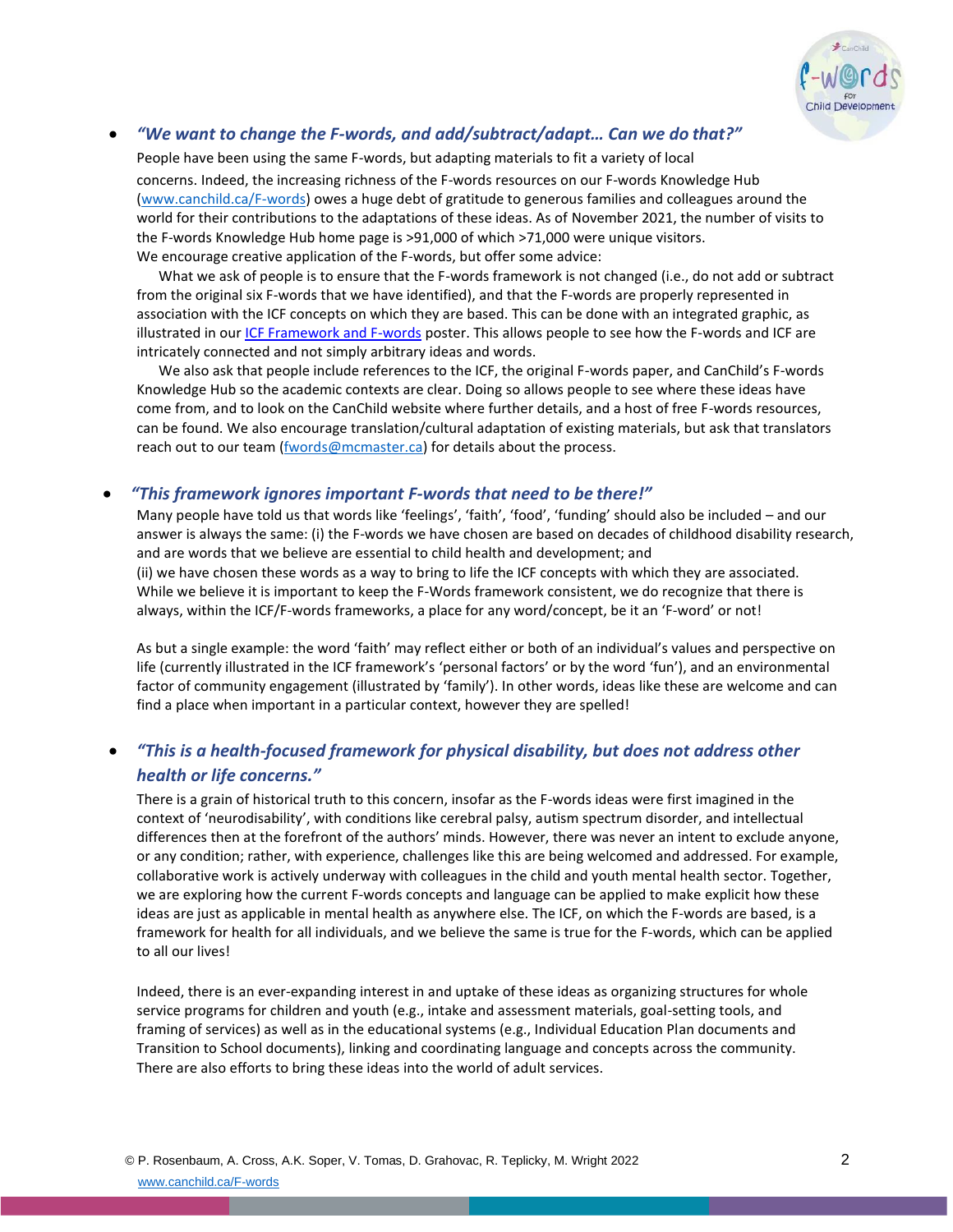- ***"We want to change the F-words, and add/subtract/adapt… Can we do that?"***

  People have been using the same F-words, but adapting materials to fit a variety of local concerns. Indeed, the increasing richness of the F-words resources on our F-words Knowledge Hub (www.canchild.ca/F-words) owes a huge debt of gratitude to generous families and colleagues around the world for their contributions to the adaptations of these ideas. As of November 2021, the number of visits to the F-words Knowledge Hub home page is >91,000 of which >71,000 were unique visitors.
  We encourage creative application of the F-words, but offer some advice:

  What we ask of people is to ensure that the F-words framework is not changed (i.e., do not add or subtract from the original six F-words that we have identified), and that the F-words are properly represented in association with the ICF concepts on which they are based. This can be done with an integrated graphic, as illustrated in our ICF Framework and F-words poster. This allows people to see how the F-words and ICF are intricately connected and not simply arbitrary ideas and words.

  We also ask that people include references to the ICF, the original F-words paper, and CanChild's F-words Knowledge Hub so the academic contexts are clear. Doing so allows people to see where these ideas have come from, and to look on the CanChild website where further details, and a host of free F-words resources, can be found. We also encourage translation/cultural adaptation of existing materials, but ask that translators reach out to our team (fwords@mcmaster.ca) for details about the process.

- ***"This framework ignores important F-words that need to be there!"***

  Many people have told us that words like 'feelings', 'faith', 'food', 'funding' should also be included – and our answer is always the same: (i) the F-words we have chosen are based on decades of childhood disability research, and are words that we believe are essential to child health and development; and
  (ii) we have chosen these words as a way to bring to life the ICF concepts with which they are associated. While we believe it is important to keep the F-Words framework consistent, we do recognize that there is always, within the ICF/F-words frameworks, a place for any word/concept, be it an 'F-word' or not!

  As but a single example: the word 'faith' may reflect either or both of an individual's values and perspective on life (currently illustrated in the ICF framework's 'personal factors' or by the word 'fun'), and an environmental factor of community engagement (illustrated by 'family'). In other words, ideas like these are welcome and can find a place when important in a particular context, however they are spelled!

- ***"This is a health-focused framework for physical disability, but does not address other health or life concerns."***

  There is a grain of historical truth to this concern, insofar as the F-words ideas were first imagined in the context of 'neurodisability', with conditions like cerebral palsy, autism spectrum disorder, and intellectual differences then at the forefront of the authors' minds. However, there was never an intent to exclude anyone, or any condition; rather, with experience, challenges like this are being welcomed and addressed. For example, collaborative work is actively underway with colleagues in the child and youth mental health sector. Together, we are exploring how the current F-words concepts and language can be applied to make explicit how these ideas are just as applicable in mental health as anywhere else. The ICF, on which the F-words are based, is a framework for health for all individuals, and we believe the same is true for the F-words, which can be applied to all our lives!

  Indeed, there is an ever-expanding interest in and uptake of these ideas as organizing structures for whole service programs for children and youth (e.g., intake and assessment materials, goal-setting tools, and framing of services) as well as in the educational systems (e.g., Individual Education Plan documents and Transition to School documents), linking and coordinating language and concepts across the community. There are also efforts to bring these ideas into the world of adult services.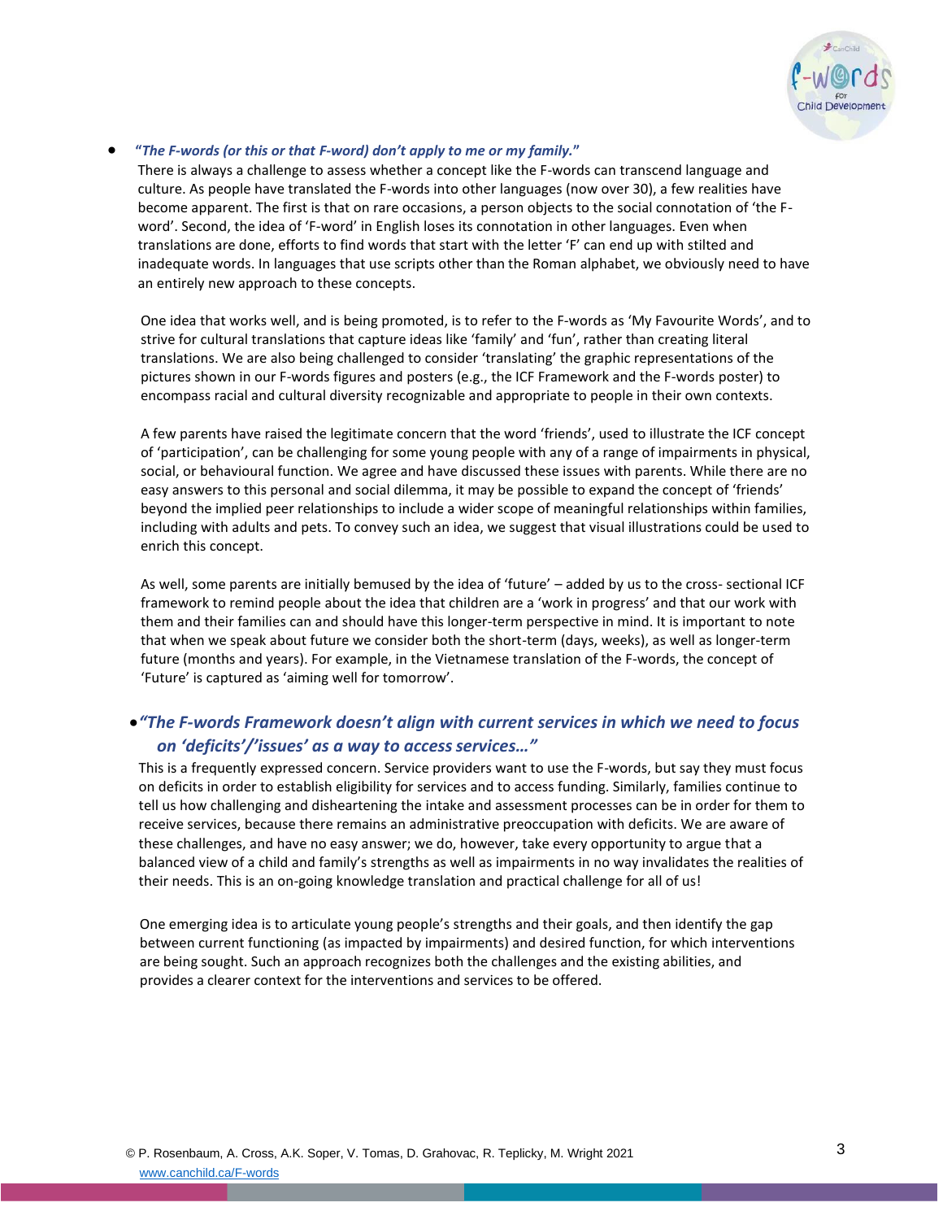- ***"The F-words (or this or that F-word) don't apply to me or my family."***

  There is always a challenge to assess whether a concept like the F-words can transcend language and culture. As people have translated the F-words into other languages (now over 30), a few realities have become apparent. The first is that on rare occasions, a person objects to the social connotation of 'the F-word'. Second, the idea of 'F-word' in English loses its connotation in other languages. Even when translations are done, efforts to find words that start with the letter 'F' can end up with stilted and inadequate words. In languages that use scripts other than the Roman alphabet, we obviously need to have an entirely new approach to these concepts.

  One idea that works well, and is being promoted, is to refer to the F-words as 'My Favourite Words', and to strive for cultural translations that capture ideas like 'family' and 'fun', rather than creating literal translations. We are also being challenged to consider 'translating' the graphic representations of the pictures shown in our F-words figures and posters (e.g., the ICF Framework and the F-words poster) to encompass racial and cultural diversity recognizable and appropriate to people in their own contexts.

  A few parents have raised the legitimate concern that the word 'friends', used to illustrate the ICF concept of 'participation', can be challenging for some young people with any of a range of impairments in physical, social, or behavioural function. We agree and have discussed these issues with parents. While there are no easy answers to this personal and social dilemma, it may be possible to expand the concept of 'friends' beyond the implied peer relationships to include a wider scope of meaningful relationships within families, including with adults and pets. To convey such an idea, we suggest that visual illustrations could be used to enrich this concept.

  As well, some parents are initially bemused by the idea of 'future' – added by us to the cross- sectional ICF framework to remind people about the idea that children are a 'work in progress' and that our work with them and their families can and should have this longer-term perspective in mind. It is important to note that when we speak about future we consider both the short-term (days, weeks), as well as longer-term future (months and years). For example, in the Vietnamese translation of the F-words, the concept of 'Future' is captured as 'aiming well for tomorrow'.

- ***"The F-words Framework doesn't align with current services in which we need to focus on 'deficits'/'issues' as a way to access services…"***

  This is a frequently expressed concern. Service providers want to use the F-words, but say they must focus on deficits in order to establish eligibility for services and to access funding. Similarly, families continue to tell us how challenging and disheartening the intake and assessment processes can be in order for them to receive services, because there remains an administrative preoccupation with deficits. We are aware of these challenges, and have no easy answer; we do, however, take every opportunity to argue that a balanced view of a child and family's strengths as well as impairments in no way invalidates the realities of their needs. This is an on-going knowledge translation and practical challenge for all of us!

  One emerging idea is to articulate young people's strengths and their goals, and then identify the gap between current functioning (as impacted by impairments) and desired function, for which interventions are being sought. Such an approach recognizes both the challenges and the existing abilities, and provides a clearer context for the interventions and services to be offered.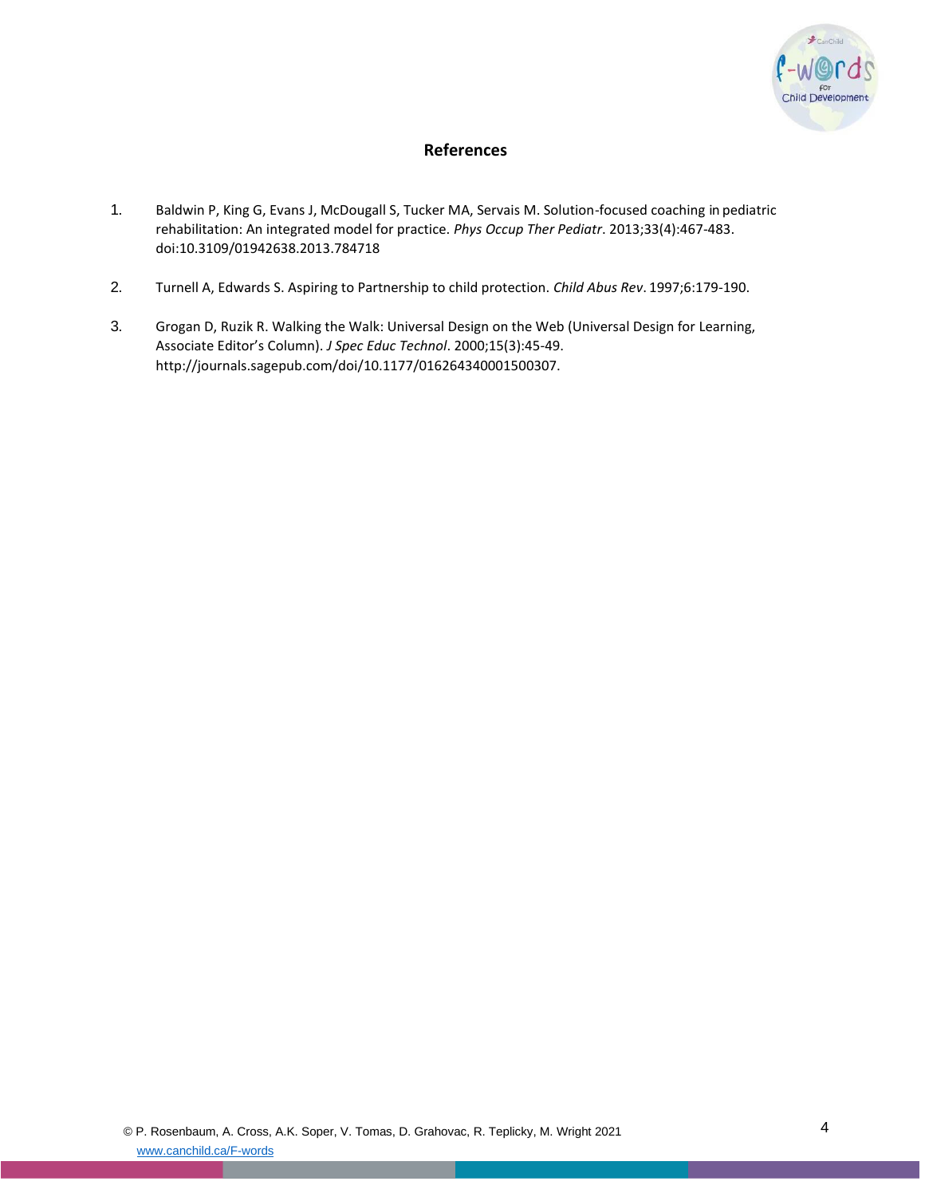## References

1. Baldwin P, King G, Evans J, McDougall S, Tucker MA, Servais M. Solution-focused coaching in pediatric rehabilitation: An integrated model for practice. *Phys Occup Ther Pediatr*. 2013;33(4):467-483. doi:10.3109/01942638.2013.784718

2. Turnell A, Edwards S. Aspiring to Partnership to child protection. *Child Abus Rev*. 1997;6:179-190.

3. Grogan D, Ruzik R. Walking the Walk: Universal Design on the Web (Universal Design for Learning, Associate Editor's Column). *J Spec Educ Technol*. 2000;15(3):45-49. http://journals.sagepub.com/doi/10.1177/016264340001500307.

© P. Rosenbaum, A. Cross, A.K. Soper, V. Tomas, D. Grahovac, R. Teplicky, M. Wright 2021
www.canchild.ca/F-words